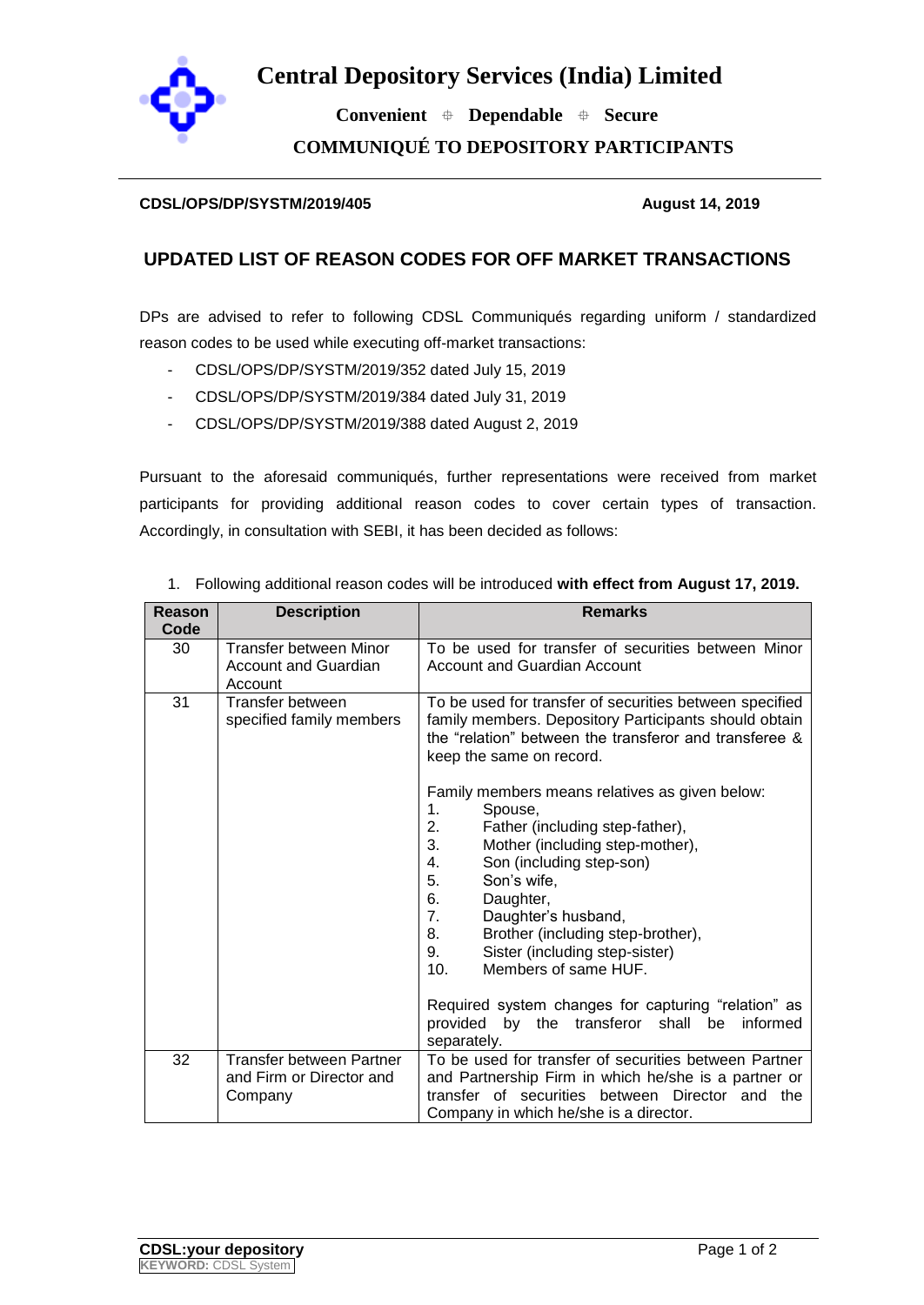# Central Depository Services (India) Limited

**Convenient ⌖ Dependable ⌖ Secure**

**COMMUNIQUÉ TO DEPOSITORY PARTICIPANTS**

---

**CDSL/OPS/DP/SYSTM/2019/405** **August 14, 2019**

## UPDATED LIST OF REASON CODES FOR OFF MARKET TRANSACTIONS

DPs are advised to refer to following CDSL Communiqués regarding uniform / standardized reason codes to be used while executing off-market transactions:

- CDSL/OPS/DP/SYSTM/2019/352 dated July 15, 2019
- CDSL/OPS/DP/SYSTM/2019/384 dated July 31, 2019
- CDSL/OPS/DP/SYSTM/2019/388 dated August 2, 2019

Pursuant to the aforesaid communiqués, further representations were received from market participants for providing additional reason codes to cover certain types of transaction. Accordingly, in consultation with SEBI, it has been decided as follows:

1. Following additional reason codes will be introduced **with effect from August 17, 2019.**

| Reason Code | Description | Remarks |
|---|---|---|
| 30 | Transfer between Minor Account and Guardian Account | To be used for transfer of securities between Minor Account and Guardian Account |
| 31 | Transfer between specified family members | To be used for transfer of securities between specified family members. Depository Participants should obtain the "relation" between the transferor and transferee & keep the same on record.<br><br>Family members means relatives as given below:<br>1. Spouse,<br>2. Father (including step-father),<br>3. Mother (including step-mother),<br>4. Son (including step-son)<br>5. Son's wife,<br>6. Daughter,<br>7. Daughter's husband,<br>8. Brother (including step-brother),<br>9. Sister (including step-sister)<br>10. Members of same HUF.<br><br>Required system changes for capturing "relation" as provided by the transferor shall be informed separately. |
| 32 | Transfer between Partner and Firm or Director and Company | To be used for transfer of securities between Partner and Partnership Firm in which he/she is a partner or transfer of securities between Director and the Company in which he/she is a director. |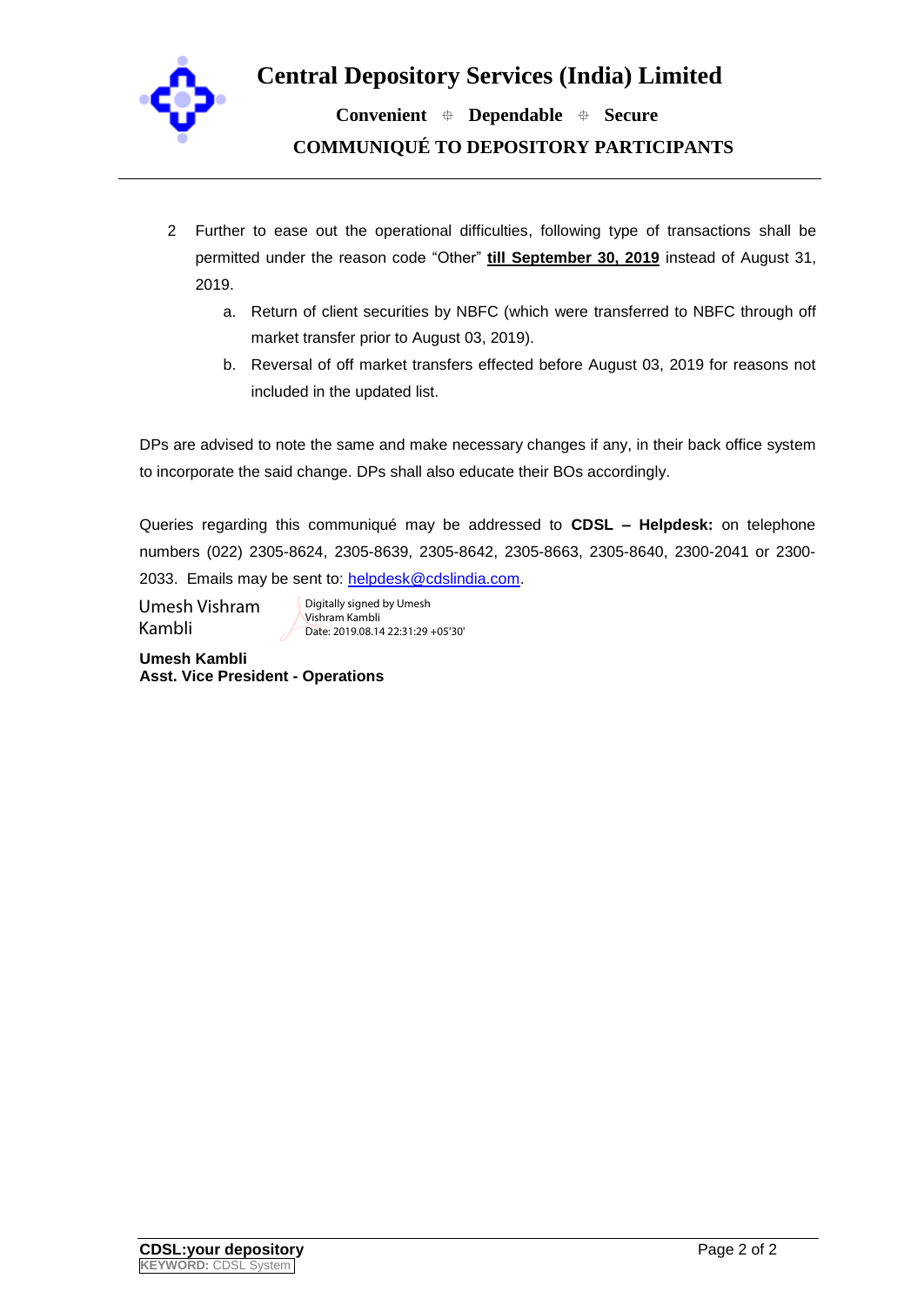# Central Depository Services (India) Limited

**Convenient ⌖ Dependable ⌖ Secure**

**COMMUNIQUÉ TO DEPOSITORY PARTICIPANTS**

2. Further to ease out the operational difficulties, following type of transactions shall be permitted under the reason code "Other" **till September 30, 2019** instead of August 31, 2019.
   a. Return of client securities by NBFC (which were transferred to NBFC through off market transfer prior to August 03, 2019).
   b. Reversal of off market transfers effected before August 03, 2019 for reasons not included in the updated list.

DPs are advised to note the same and make necessary changes if any, in their back office system to incorporate the said change. DPs shall also educate their BOs accordingly.

Queries regarding this communiqué may be addressed to **CDSL – Helpdesk:** on telephone numbers (022) 2305-8624, 2305-8639, 2305-8642, 2305-8663, 2305-8640, 2300-2041 or 2300-2033. Emails may be sent to: helpdesk@cdslindia.com.

Umesh Vishram Kambli

Digitally signed by Umesh Vishram Kambli
Date: 2019.08.14 22:31:29 +05'30'

**Umesh Kambli**
**Asst. Vice President - Operations**

**CDSL:your depository**
**KEYWORD:** CDSL System